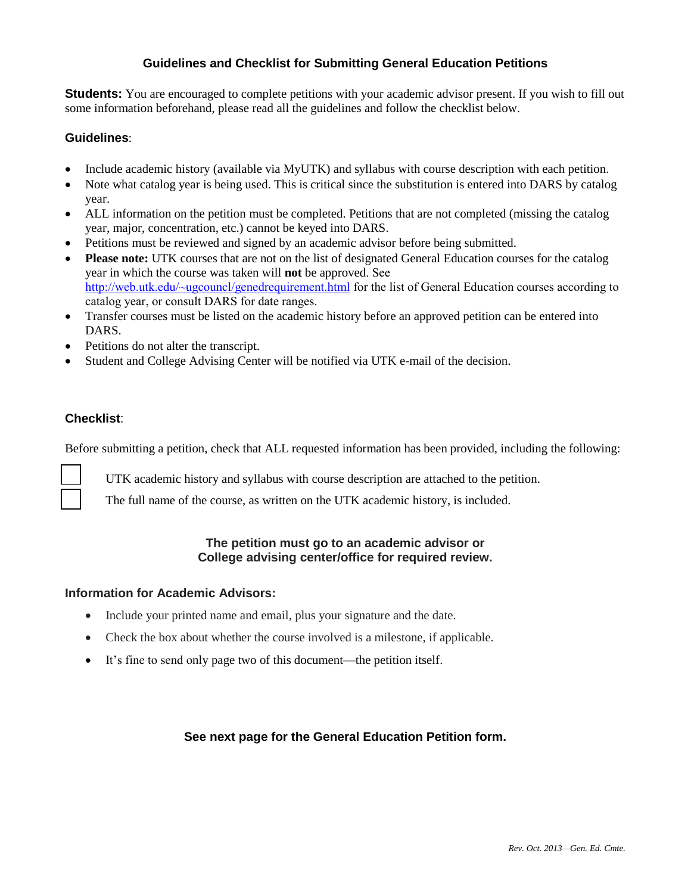# Guidelines and Checklist for Submitting General Education Petitions

**Students:** You are encouraged to complete petitions with your academic advisor present. If you wish to fill out some information beforehand, please read all the guidelines and follow the checklist below.

## Guidelines:

- Include academic history (available via MyUTK) and syllabus with course description with each petition.
- Note what catalog year is being used. This is critical since the substitution is entered into DARS by catalog year.
- ALL information on the petition must be completed. Petitions that are not completed (missing the catalog year, major, concentration, etc.) cannot be keyed into DARS.
- Petitions must be reviewed and signed by an academic advisor before being submitted.
- **Please note:** UTK courses that are not on the list of designated General Education courses for the catalog year in which the course was taken will **not** be approved. See http://web.utk.edu/~ugcouncl/genedrequirement.html for the list of General Education courses according to catalog year, or consult DARS for date ranges.
- Transfer courses must be listed on the academic history before an approved petition can be entered into DARS.
- Petitions do not alter the transcript.
- Student and College Advising Center will be notified via UTK e-mail of the decision.

## Checklist:

Before submitting a petition, check that ALL requested information has been provided, including the following:

- [ ] UTK academic history and syllabus with course description are attached to the petition.
- [ ] The full name of the course, as written on the UTK academic history, is included.

**The petition must go to an academic advisor or College advising center/office for required review.**

## Information for Academic Advisors:

- Include your printed name and email, plus your signature and the date.
- Check the box about whether the course involved is a milestone, if applicable.
- It's fine to send only page two of this document—the petition itself.

**See next page for the General Education Petition form.**

*Rev. Oct. 2013—Gen. Ed. Cmte.*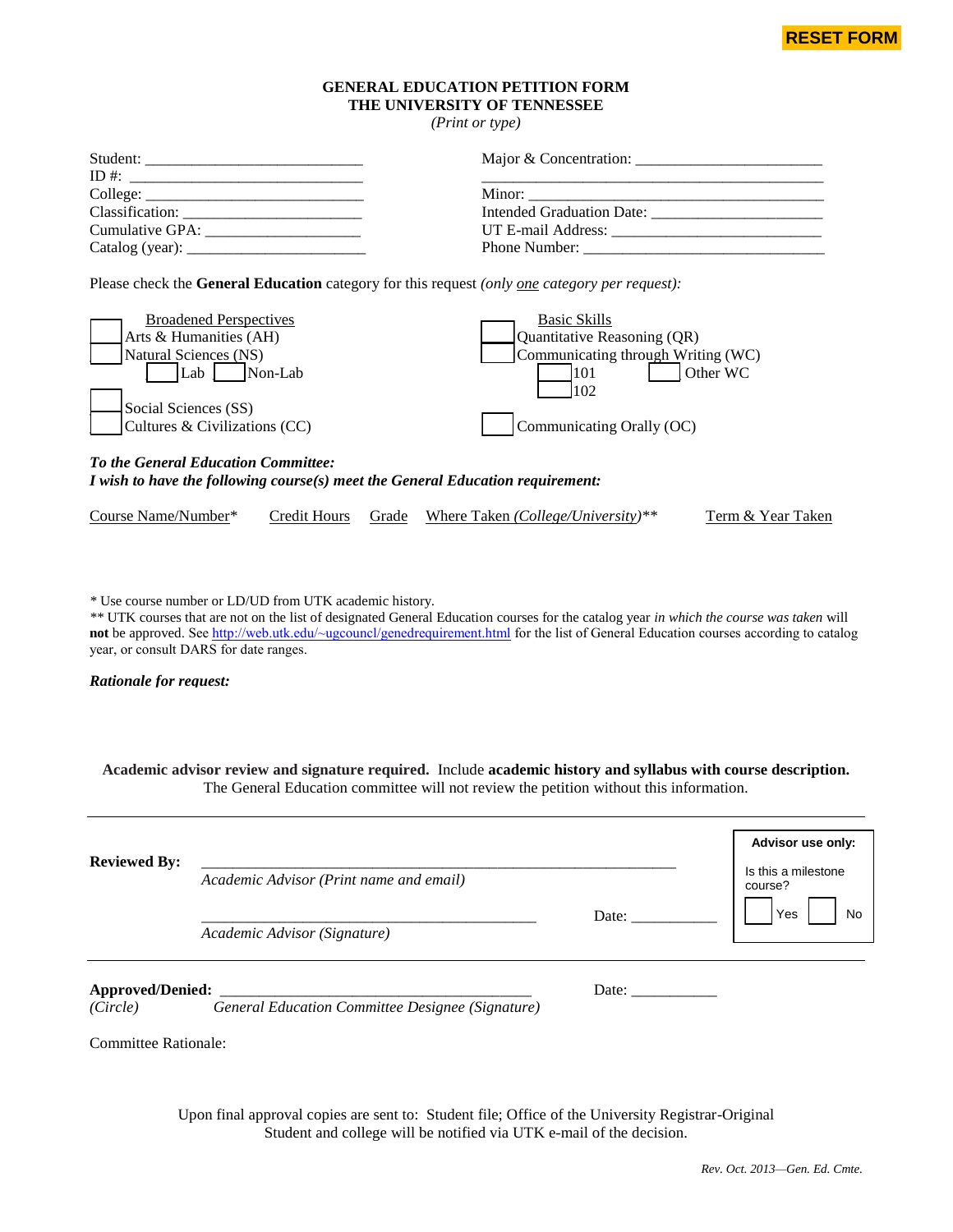RESET FORM

**GENERAL EDUCATION PETITION FORM**
**THE UNIVERSITY OF TENNESSEE**
*(Print or type)*

Student: ____________________________
ID #: ______________________________
College: ____________________________
Classification: _______________________
Cumulative GPA: _____________________
Catalog (year): _______________________

Major & Concentration: ________________________
_______________________________________________
Minor: _________________________________________
Intended Graduation Date: ______________________
UT E-mail Address: ___________________________
Phone Number: ________________________________

Please check the **General Education** category for this request *(only one category per request):*

Broadened Perspectives
- ☐ Arts & Humanities (AH)
- ☐ Natural Sciences (NS)
  - ☐ Lab ☐ Non-Lab
- ☐ Social Sciences (SS)
- ☐ Cultures & Civilizations (CC)

Basic Skills
- ☐ Quantitative Reasoning (QR)
- ☐ Communicating through Writing (WC)
  - ☐ 101 ☐ Other WC
  - ☐ 102
- ☐ Communicating Orally (OC)

***To the General Education Committee:***
***I wish to have the following course(s) meet the General Education requirement:***

| Course Name/Number* | Credit Hours | Grade | Where Taken *(College/University)*** | Term & Year Taken |
|---|---|---|---|---|
| | | | | |

\* Use course number or LD/UD from UTK academic history.
** UTK courses that are not on the list of designated General Education courses for the catalog year *in which the course was taken* will **not** be approved. See http://web.utk.edu/~ugcouncl/genedrequirement.html for the list of General Education courses according to catalog year, or consult DARS for date ranges.

***Rationale for request:***

**Academic advisor review and signature required.** Include **academic history and syllabus with course description.** The General Education committee will not review the petition without this information.

**Reviewed By:** ____________________________________________
*Academic Advisor (Print name and email)*

____________________________________________ Date: ___________
*Academic Advisor (Signature)*

**Advisor use only:**
Is this a milestone course?
☐ Yes ☐ No

**Approved/Denied:** ____________________________________ Date: ___________
*(Circle)* *General Education Committee Designee (Signature)*

Committee Rationale:

Upon final approval copies are sent to: Student file; Office of the University Registrar-Original
Student and college will be notified via UTK e-mail of the decision.

*Rev. Oct. 2013—Gen. Ed. Cmte.*